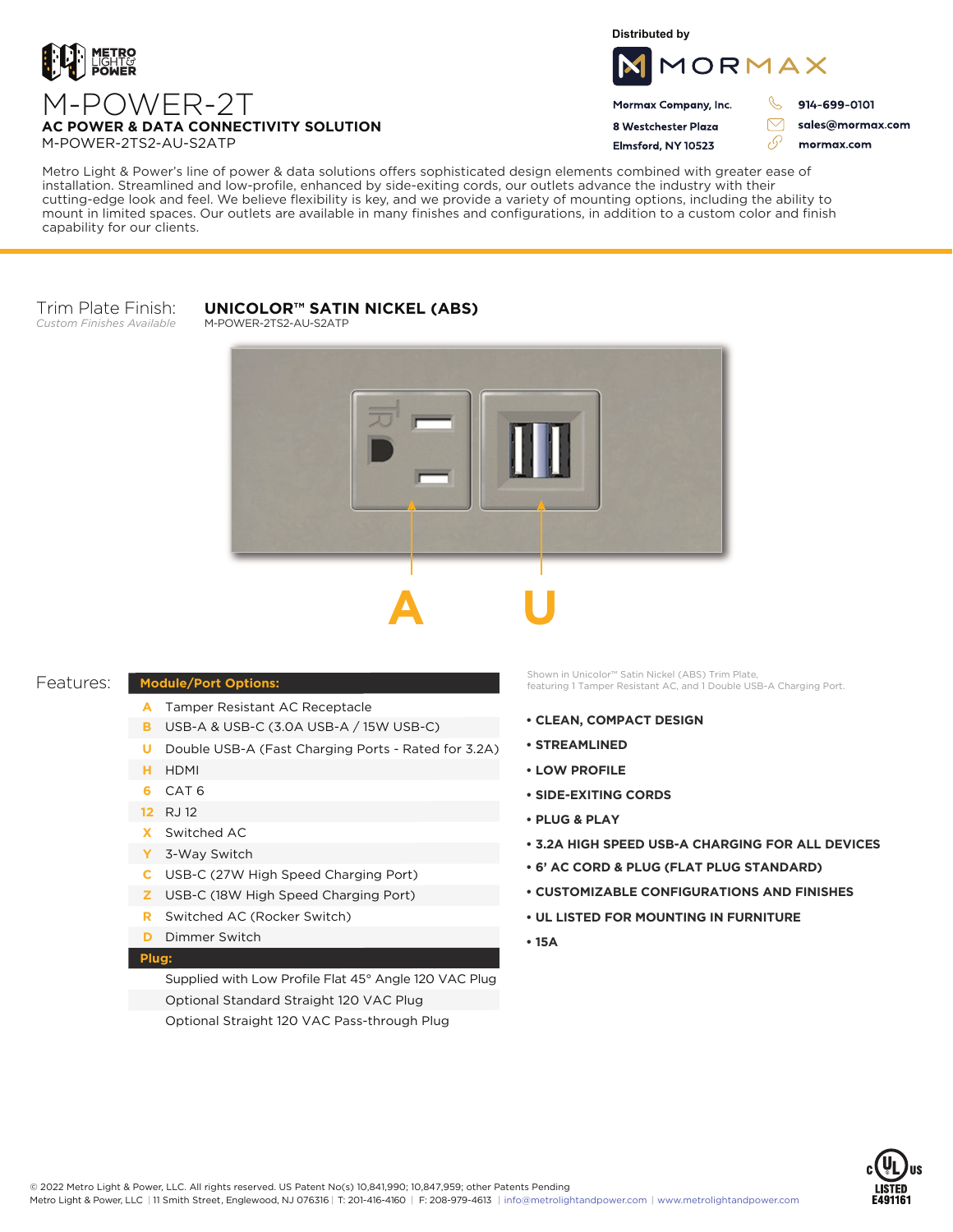METRO LIGHT & POWER

# M-POWER-2T

**AC POWER & DATA CONNECTIVITY SOLUTION**

M-POWER-2TS2-AU-S2ATP

Distributed by

MORMAX

**Mormax Company, Inc.**
**8 Westchester Plaza**
**Elmsford, NY 10523**

**914-699-0101**
**sales@mormax.com**
**mormax.com**

Metro Light & Power's line of power & data solutions offers sophisticated design elements combined with greater ease of installation. Streamlined and low-profile, enhanced by side-exiting cords, our outlets advance the industry with their cutting-edge look and feel. We believe flexibility is key, and we provide a variety of mounting options, including the ability to mount in limited spaces. Our outlets are available in many finishes and configurations, in addition to a custom color and finish capability for our clients.

Trim Plate Finish:
*Custom Finishes Available*

**UNICOLOR™ SATIN NICKEL (ABS)**
M-POWER-2TS2-AU-S2ATP

A U

Shown in Unicolor™ Satin Nickel (ABS) Trim Plate, featuring 1 Tamper Resistant AC, and 1 Double USB-A Charging Port.

Features:

| **Module/Port Options:** | |
|---|---|
| A | Tamper Resistant AC Receptacle |
| B | USB-A & USB-C (3.0A USB-A / 15W USB-C) |
| U | Double USB-A (Fast Charging Ports - Rated for 3.2A) |
| H | HDMI |
| 6 | CAT 6 |
| 12 | RJ 12 |
| X | Switched AC |
| Y | 3-Way Switch |
| C | USB-C (27W High Speed Charging Port) |
| Z | USB-C (18W High Speed Charging Port) |
| R | Switched AC (Rocker Switch) |
| D | Dimmer Switch |
| **Plug:** | |
| | Supplied with Low Profile Flat 45° Angle 120 VAC Plug |
| | Optional Standard Straight 120 VAC Plug |
| | Optional Straight 120 VAC Pass-through Plug |

- **CLEAN, COMPACT DESIGN**
- **STREAMLINED**
- **LOW PROFILE**
- **SIDE-EXITING CORDS**
- **PLUG & PLAY**
- **3.2A HIGH SPEED USB-A CHARGING FOR ALL DEVICES**
- **6' AC CORD & PLUG (FLAT PLUG STANDARD)**
- **CUSTOMIZABLE CONFIGURATIONS AND FINISHES**
- **UL LISTED FOR MOUNTING IN FURNITURE**
- **15A**

© 2022 Metro Light & Power, LLC. All rights reserved. US Patent No(s) 10,841,990; 10,847,959; other Patents Pending
Metro Light & Power, LLC | 11 Smith Street, Englewood, NJ 076316 | T: 201-416-4160 | F: 208-979-4613 | info@metrolightandpower.com | www.metrolightandpower.com

c UL us LISTED E491161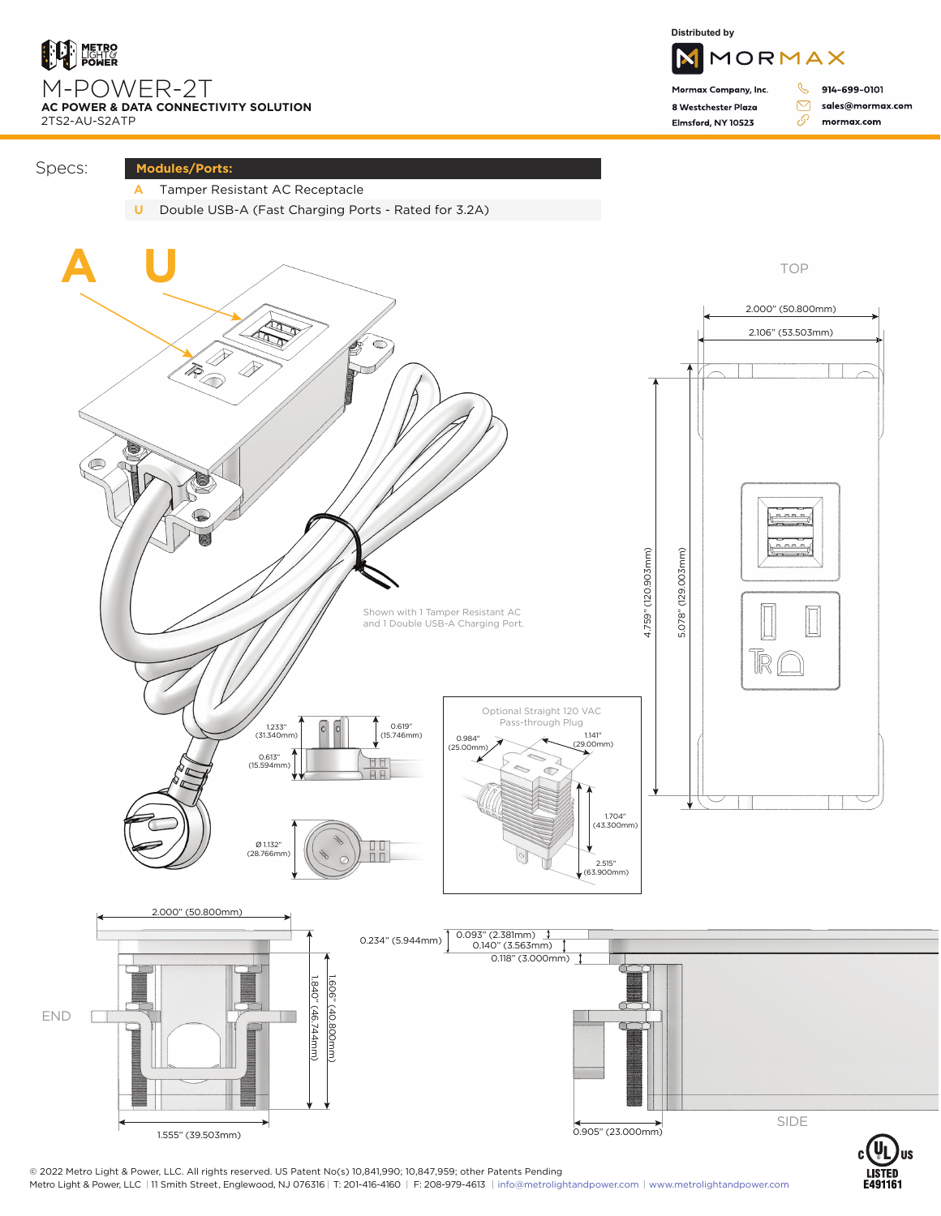METRO LIGHT & POWER

# M-POWER-2T

**AC POWER & DATA CONNECTIVITY SOLUTION**

2TS2-AU-S2ATP

Distributed by

MORMAX

Mormax Company, Inc.
8 Westchester Plaza
Elmsford, NY 10523

914-699-0101
sales@mormax.com
mormax.com

Specs:

| **Modules/Ports:** | |
|---|---|
| A | Tamper Resistant AC Receptacle |
| U | Double USB-A (Fast Charging Ports - Rated for 3.2A) |

A U

Shown with 1 Tamper Resistant AC and 1 Double USB-A Charging Port.

TOP

2.000" (50.800mm)
2.106" (53.503mm)
4.759" (120.903mm)
5.078" (129.003mm)

1.233" (31.340mm)
0.619" (15.746mm)
0.613" (15.594mm)
Ø 1.132" (28.766mm)

Optional Straight 120 VAC Pass-through Plug

0.984" (25.00mm)
1.141" (29.00mm)
1.704" (43.300mm)
2.515" (63.900mm)

END

2.000" (50.800mm)
1.840" (46.744mm)
1.606" (40.800mm)
1.555" (39.503mm)

SIDE

0.234" (5.944mm)
0.093" (2.381mm)
0.140" (3.563mm)
0.118" (3.000mm)
0.905" (23.000mm)

c UL US LISTED E491161

© 2022 Metro Light & Power, LLC. All rights reserved. US Patent No(s) 10,841,990; 10,847,959; other Patents Pending
Metro Light & Power, LLC | 11 Smith Street, Englewood, NJ 076316 | T: 201-416-4160 | F: 208-979-4613 | info@metrolightandpower.com | www.metrolightandpower.com